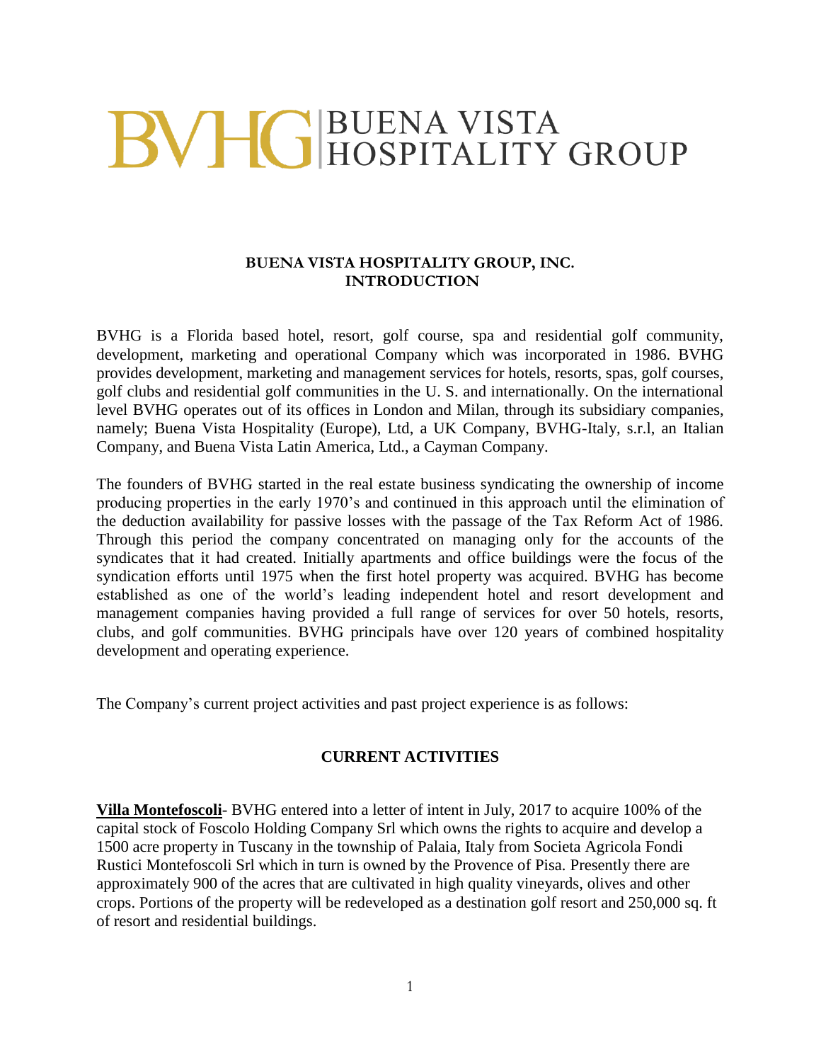# BVHG | BUENA VISTA HOSPITALITY GROUP

## BUENA VISTA HOSPITALITY GROUP, INC.
## INTRODUCTION

BVHG is a Florida based hotel, resort, golf course, spa and residential golf community, development, marketing and operational Company which was incorporated in 1986. BVHG provides development, marketing and management services for hotels, resorts, spas, golf courses, golf clubs and residential golf communities in the U. S. and internationally. On the international level BVHG operates out of its offices in London and Milan, through its subsidiary companies, namely; Buena Vista Hospitality (Europe), Ltd, a UK Company, BVHG-Italy, s.r.l, an Italian Company, and Buena Vista Latin America, Ltd., a Cayman Company.

The founders of BVHG started in the real estate business syndicating the ownership of income producing properties in the early 1970's and continued in this approach until the elimination of the deduction availability for passive losses with the passage of the Tax Reform Act of 1986. Through this period the company concentrated on managing only for the accounts of the syndicates that it had created. Initially apartments and office buildings were the focus of the syndication efforts until 1975 when the first hotel property was acquired. BVHG has become established as one of the world's leading independent hotel and resort development and management companies having provided a full range of services for over 50 hotels, resorts, clubs, and golf communities. BVHG principals have over 120 years of combined hospitality development and operating experience.

The Company's current project activities and past project experience is as follows:

## CURRENT ACTIVITIES

**Villa Montefoscoli**- BVHG entered into a letter of intent in July, 2017 to acquire 100% of the capital stock of Foscolo Holding Company Srl which owns the rights to acquire and develop a 1500 acre property in Tuscany in the township of Palaia, Italy from Societa Agricola Fondi Rustici Montefoscoli Srl which in turn is owned by the Provence of Pisa. Presently there are approximately 900 of the acres that are cultivated in high quality vineyards, olives and other crops. Portions of the property will be redeveloped as a destination golf resort and 250,000 sq. ft of resort and residential buildings.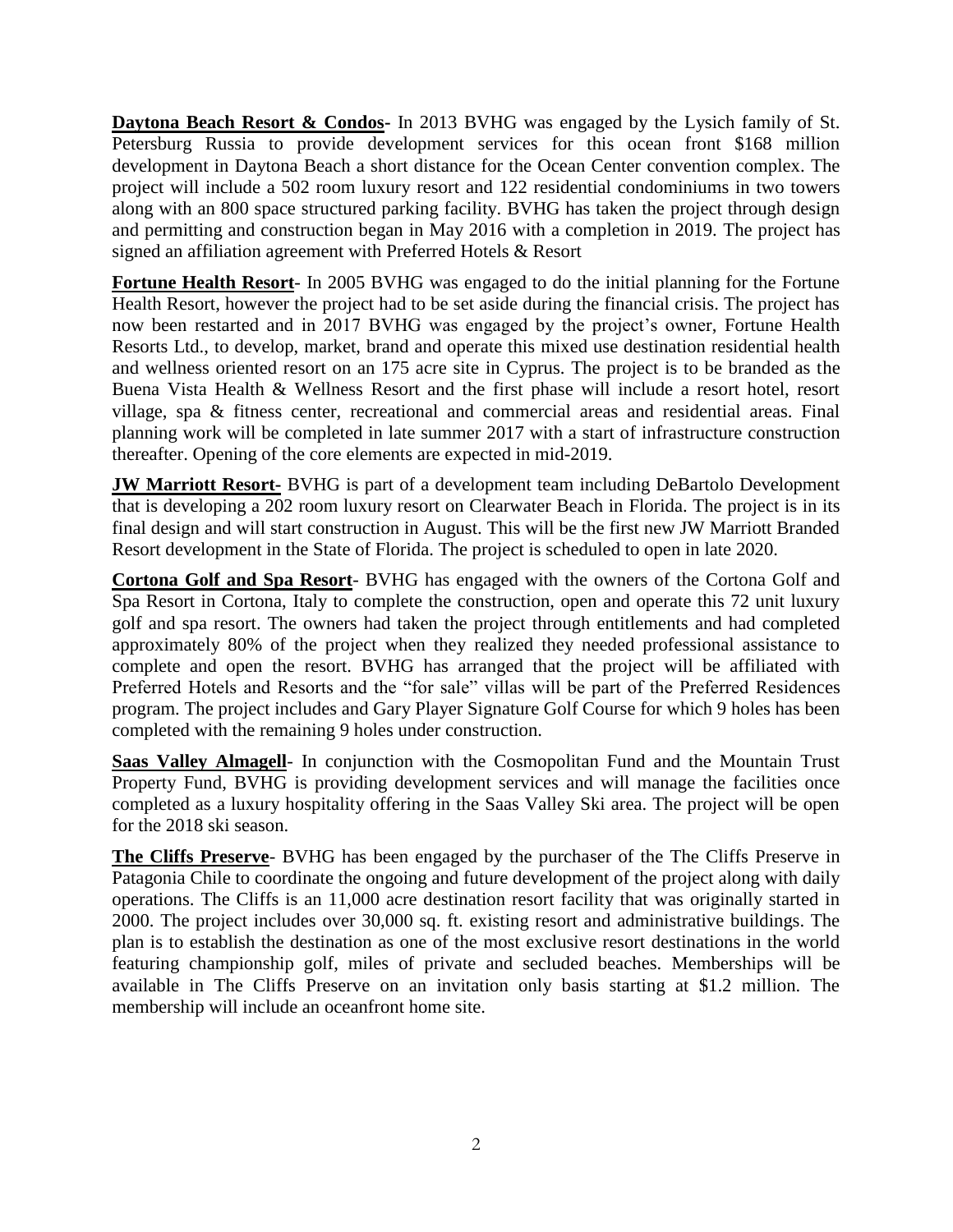**Daytona Beach Resort & Condos**- In 2013 BVHG was engaged by the Lysich family of St. Petersburg Russia to provide development services for this ocean front $168 million development in Daytona Beach a short distance for the Ocean Center convention complex. The project will include a 502 room luxury resort and 122 residential condominiums in two towers along with an 800 space structured parking facility. BVHG has taken the project through design and permitting and construction began in May 2016 with a completion in 2019. The project has signed an affiliation agreement with Preferred Hotels & Resort

**Fortune Health Resort**- In 2005 BVHG was engaged to do the initial planning for the Fortune Health Resort, however the project had to be set aside during the financial crisis. The project has now been restarted and in 2017 BVHG was engaged by the project's owner, Fortune Health Resorts Ltd., to develop, market, brand and operate this mixed use destination residential health and wellness oriented resort on an 175 acre site in Cyprus. The project is to be branded as the Buena Vista Health & Wellness Resort and the first phase will include a resort hotel, resort village, spa & fitness center, recreational and commercial areas and residential areas. Final planning work will be completed in late summer 2017 with a start of infrastructure construction thereafter. Opening of the core elements are expected in mid-2019.

**JW Marriott Resort-** BVHG is part of a development team including DeBartolo Development that is developing a 202 room luxury resort on Clearwater Beach in Florida. The project is in its final design and will start construction in August. This will be the first new JW Marriott Branded Resort development in the State of Florida. The project is scheduled to open in late 2020.

**Cortona Golf and Spa Resort**- BVHG has engaged with the owners of the Cortona Golf and Spa Resort in Cortona, Italy to complete the construction, open and operate this 72 unit luxury golf and spa resort. The owners had taken the project through entitlements and had completed approximately 80% of the project when they realized they needed professional assistance to complete and open the resort. BVHG has arranged that the project will be affiliated with Preferred Hotels and Resorts and the "for sale" villas will be part of the Preferred Residences program. The project includes and Gary Player Signature Golf Course for which 9 holes has been completed with the remaining 9 holes under construction.

**Saas Valley Almagell**- In conjunction with the Cosmopolitan Fund and the Mountain Trust Property Fund, BVHG is providing development services and will manage the facilities once completed as a luxury hospitality offering in the Saas Valley Ski area. The project will be open for the 2018 ski season.

**The Cliffs Preserve**- BVHG has been engaged by the purchaser of the The Cliffs Preserve in Patagonia Chile to coordinate the ongoing and future development of the project along with daily operations. The Cliffs is an 11,000 acre destination resort facility that was originally started in 2000. The project includes over 30,000 sq. ft. existing resort and administrative buildings. The plan is to establish the destination as one of the most exclusive resort destinations in the world featuring championship golf, miles of private and secluded beaches. Memberships will be available in The Cliffs Preserve on an invitation only basis starting at $1.2 million. The membership will include an oceanfront home site.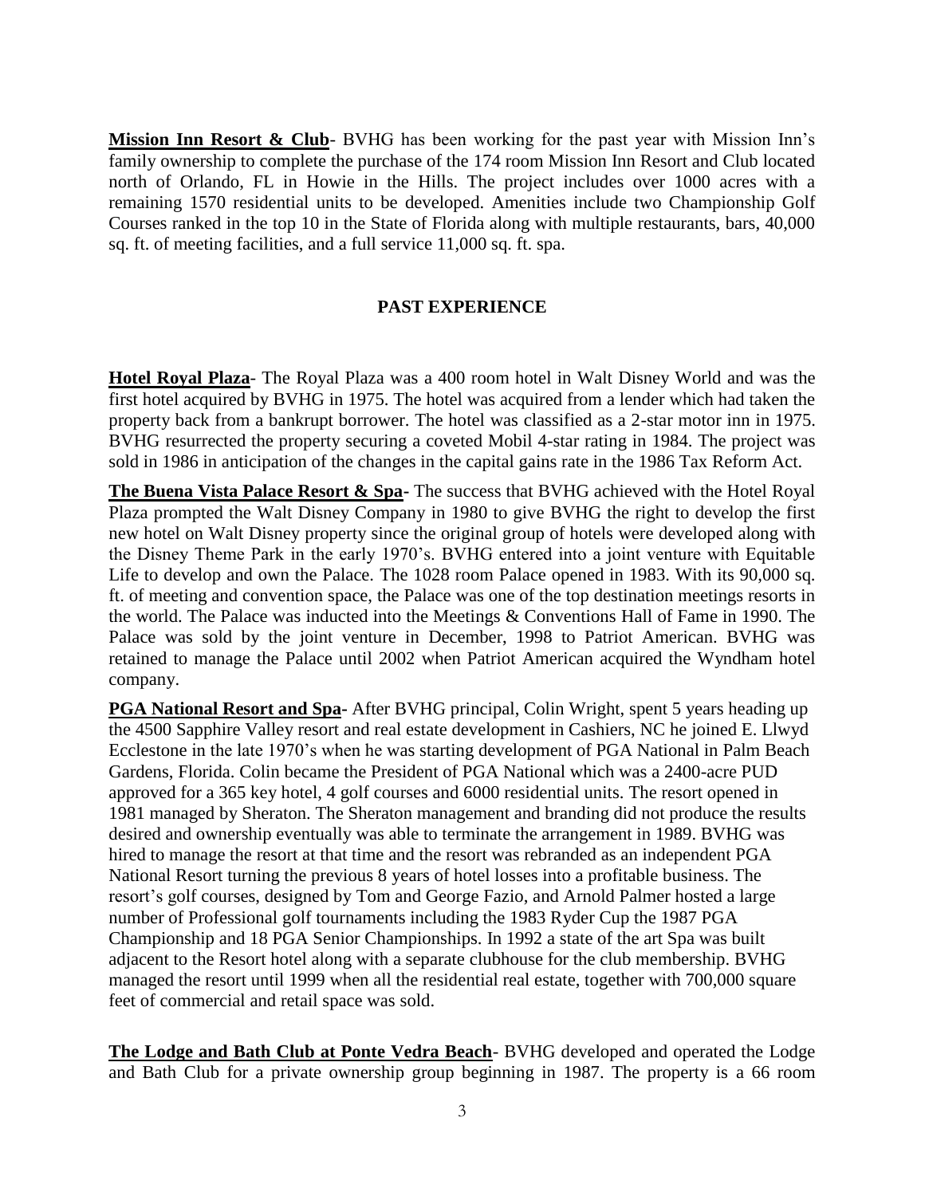**Mission Inn Resort & Club**- BVHG has been working for the past year with Mission Inn's family ownership to complete the purchase of the 174 room Mission Inn Resort and Club located north of Orlando, FL in Howie in the Hills. The project includes over 1000 acres with a remaining 1570 residential units to be developed. Amenities include two Championship Golf Courses ranked in the top 10 in the State of Florida along with multiple restaurants, bars, 40,000 sq. ft. of meeting facilities, and a full service 11,000 sq. ft. spa.

## PAST EXPERIENCE

**Hotel Royal Plaza**- The Royal Plaza was a 400 room hotel in Walt Disney World and was the first hotel acquired by BVHG in 1975. The hotel was acquired from a lender which had taken the property back from a bankrupt borrower. The hotel was classified as a 2-star motor inn in 1975. BVHG resurrected the property securing a coveted Mobil 4-star rating in 1984. The project was sold in 1986 in anticipation of the changes in the capital gains rate in the 1986 Tax Reform Act.

**The Buena Vista Palace Resort & Spa-** The success that BVHG achieved with the Hotel Royal Plaza prompted the Walt Disney Company in 1980 to give BVHG the right to develop the first new hotel on Walt Disney property since the original group of hotels were developed along with the Disney Theme Park in the early 1970's. BVHG entered into a joint venture with Equitable Life to develop and own the Palace. The 1028 room Palace opened in 1983. With its 90,000 sq. ft. of meeting and convention space, the Palace was one of the top destination meetings resorts in the world. The Palace was inducted into the Meetings & Conventions Hall of Fame in 1990. The Palace was sold by the joint venture in December, 1998 to Patriot American. BVHG was retained to manage the Palace until 2002 when Patriot American acquired the Wyndham hotel company.

**PGA National Resort and Spa-** After BVHG principal, Colin Wright, spent 5 years heading up the 4500 Sapphire Valley resort and real estate development in Cashiers, NC he joined E. Llwyd Ecclestone in the late 1970's when he was starting development of PGA National in Palm Beach Gardens, Florida. Colin became the President of PGA National which was a 2400-acre PUD approved for a 365 key hotel, 4 golf courses and 6000 residential units. The resort opened in 1981 managed by Sheraton. The Sheraton management and branding did not produce the results desired and ownership eventually was able to terminate the arrangement in 1989. BVHG was hired to manage the resort at that time and the resort was rebranded as an independent PGA National Resort turning the previous 8 years of hotel losses into a profitable business. The resort's golf courses, designed by Tom and George Fazio, and Arnold Palmer hosted a large number of Professional golf tournaments including the 1983 Ryder Cup the 1987 PGA Championship and 18 PGA Senior Championships. In 1992 a state of the art Spa was built adjacent to the Resort hotel along with a separate clubhouse for the club membership. BVHG managed the resort until 1999 when all the residential real estate, together with 700,000 square feet of commercial and retail space was sold.

**The Lodge and Bath Club at Ponte Vedra Beach**- BVHG developed and operated the Lodge and Bath Club for a private ownership group beginning in 1987. The property is a 66 room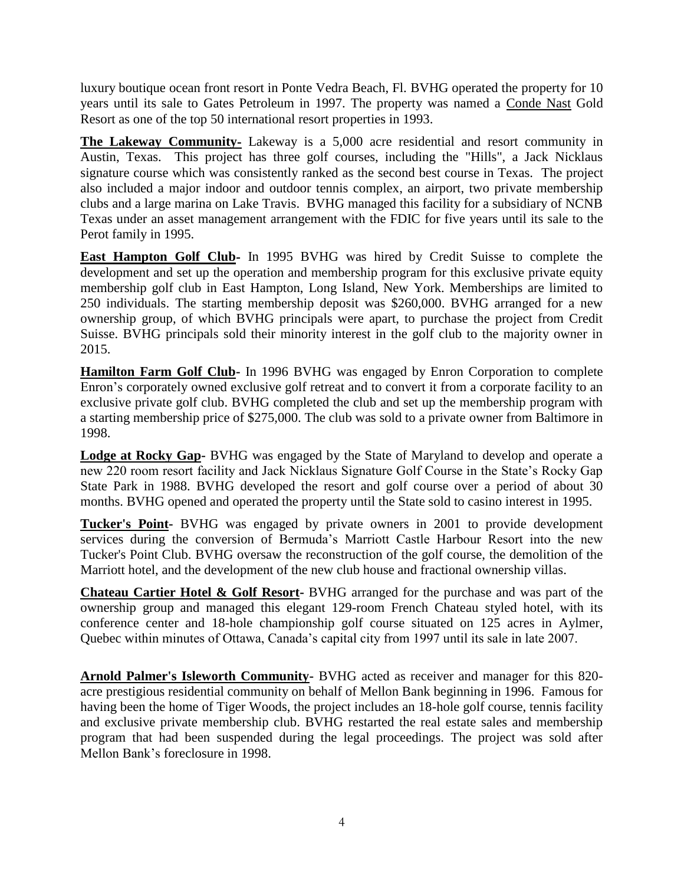luxury boutique ocean front resort in Ponte Vedra Beach, Fl. BVHG operated the property for 10 years until its sale to Gates Petroleum in 1997. The property was named a Conde Nast Gold Resort as one of the top 50 international resort properties in 1993.

**The Lakeway Community-** Lakeway is a 5,000 acre residential and resort community in Austin, Texas. This project has three golf courses, including the "Hills", a Jack Nicklaus signature course which was consistently ranked as the second best course in Texas. The project also included a major indoor and outdoor tennis complex, an airport, two private membership clubs and a large marina on Lake Travis. BVHG managed this facility for a subsidiary of NCNB Texas under an asset management arrangement with the FDIC for five years until its sale to the Perot family in 1995.

**East Hampton Golf Club-** In 1995 BVHG was hired by Credit Suisse to complete the development and set up the operation and membership program for this exclusive private equity membership golf club in East Hampton, Long Island, New York. Memberships are limited to 250 individuals. The starting membership deposit was $260,000. BVHG arranged for a new ownership group, of which BVHG principals were apart, to purchase the project from Credit Suisse. BVHG principals sold their minority interest in the golf club to the majority owner in 2015.

**Hamilton Farm Golf Club-** In 1996 BVHG was engaged by Enron Corporation to complete Enron's corporately owned exclusive golf retreat and to convert it from a corporate facility to an exclusive private golf club. BVHG completed the club and set up the membership program with a starting membership price of $275,000. The club was sold to a private owner from Baltimore in 1998.

**Lodge at Rocky Gap-** BVHG was engaged by the State of Maryland to develop and operate a new 220 room resort facility and Jack Nicklaus Signature Golf Course in the State's Rocky Gap State Park in 1988. BVHG developed the resort and golf course over a period of about 30 months. BVHG opened and operated the property until the State sold to casino interest in 1995.

**Tucker's Point-** BVHG was engaged by private owners in 2001 to provide development services during the conversion of Bermuda's Marriott Castle Harbour Resort into the new Tucker's Point Club. BVHG oversaw the reconstruction of the golf course, the demolition of the Marriott hotel, and the development of the new club house and fractional ownership villas.

**Chateau Cartier Hotel & Golf Resort-** BVHG arranged for the purchase and was part of the ownership group and managed this elegant 129-room French Chateau styled hotel, with its conference center and 18-hole championship golf course situated on 125 acres in Aylmer, Quebec within minutes of Ottawa, Canada's capital city from 1997 until its sale in late 2007.

**Arnold Palmer's Isleworth Community-** BVHG acted as receiver and manager for this 820-acre prestigious residential community on behalf of Mellon Bank beginning in 1996. Famous for having been the home of Tiger Woods, the project includes an 18-hole golf course, tennis facility and exclusive private membership club. BVHG restarted the real estate sales and membership program that had been suspended during the legal proceedings. The project was sold after Mellon Bank's foreclosure in 1998.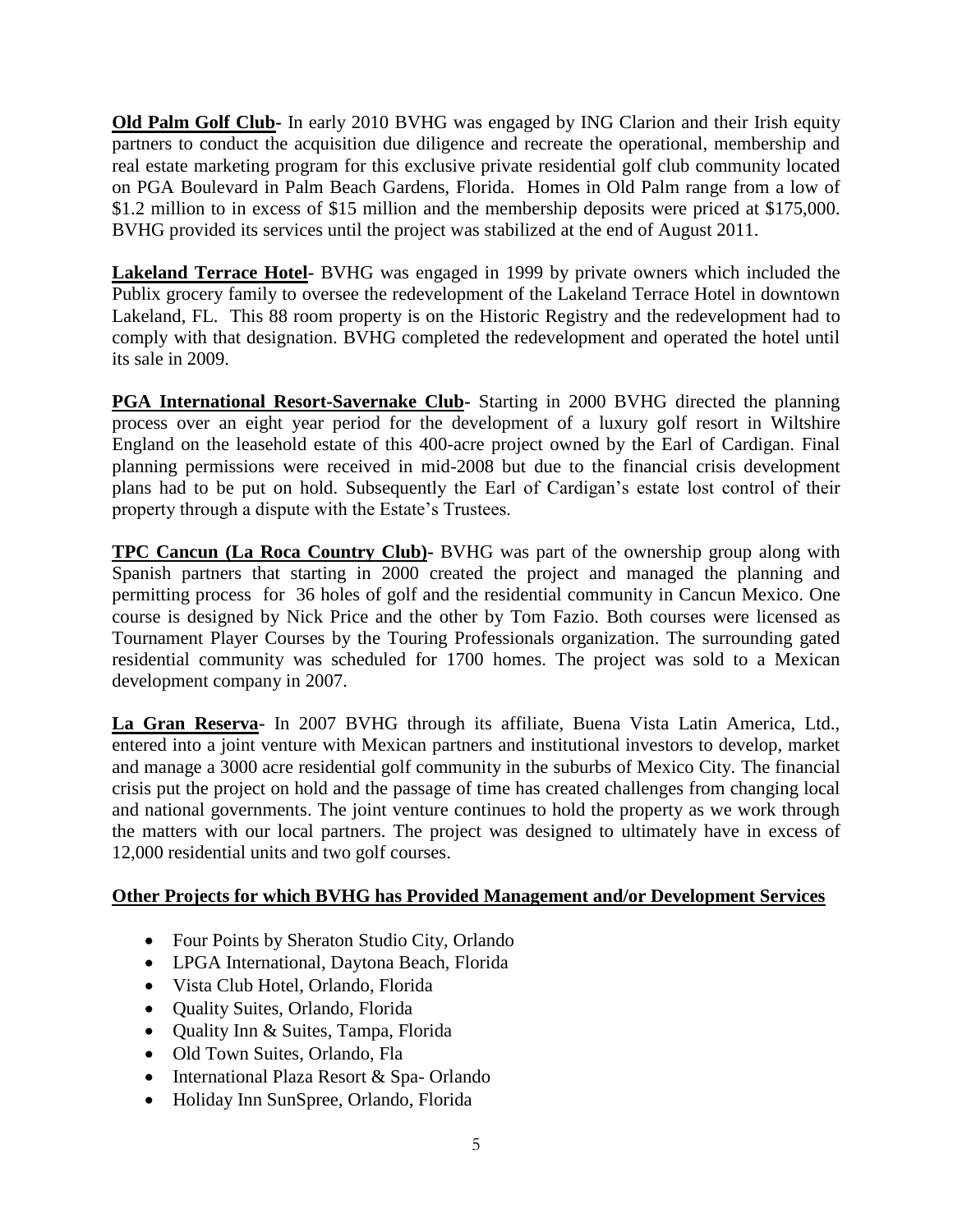**Old Palm Golf Club**- In early 2010 BVHG was engaged by ING Clarion and their Irish equity partners to conduct the acquisition due diligence and recreate the operational, membership and real estate marketing program for this exclusive private residential golf club community located on PGA Boulevard in Palm Beach Gardens, Florida. Homes in Old Palm range from a low of \$1.2 million to in excess of \$15 million and the membership deposits were priced at \$175,000. BVHG provided its services until the project was stabilized at the end of August 2011.

**Lakeland Terrace Hotel**- BVHG was engaged in 1999 by private owners which included the Publix grocery family to oversee the redevelopment of the Lakeland Terrace Hotel in downtown Lakeland, FL. This 88 room property is on the Historic Registry and the redevelopment had to comply with that designation. BVHG completed the redevelopment and operated the hotel until its sale in 2009.

**PGA International Resort-Savernake Club**- Starting in 2000 BVHG directed the planning process over an eight year period for the development of a luxury golf resort in Wiltshire England on the leasehold estate of this 400-acre project owned by the Earl of Cardigan. Final planning permissions were received in mid-2008 but due to the financial crisis development plans had to be put on hold. Subsequently the Earl of Cardigan's estate lost control of their property through a dispute with the Estate's Trustees.

**TPC Cancun (La Roca Country Club)**- BVHG was part of the ownership group along with Spanish partners that starting in 2000 created the project and managed the planning and permitting process for 36 holes of golf and the residential community in Cancun Mexico. One course is designed by Nick Price and the other by Tom Fazio. Both courses were licensed as Tournament Player Courses by the Touring Professionals organization. The surrounding gated residential community was scheduled for 1700 homes. The project was sold to a Mexican development company in 2007.

**La Gran Reserva**- In 2007 BVHG through its affiliate, Buena Vista Latin America, Ltd., entered into a joint venture with Mexican partners and institutional investors to develop, market and manage a 3000 acre residential golf community in the suburbs of Mexico City. The financial crisis put the project on hold and the passage of time has created challenges from changing local and national governments. The joint venture continues to hold the property as we work through the matters with our local partners. The project was designed to ultimately have in excess of 12,000 residential units and two golf courses.

**Other Projects for which BVHG has Provided Management and/or Development Services**

- Four Points by Sheraton Studio City, Orlando
- LPGA International, Daytona Beach, Florida
- Vista Club Hotel, Orlando, Florida
- Quality Suites, Orlando, Florida
- Quality Inn & Suites, Tampa, Florida
- Old Town Suites, Orlando, Fla
- International Plaza Resort & Spa- Orlando
- Holiday Inn SunSpree, Orlando, Florida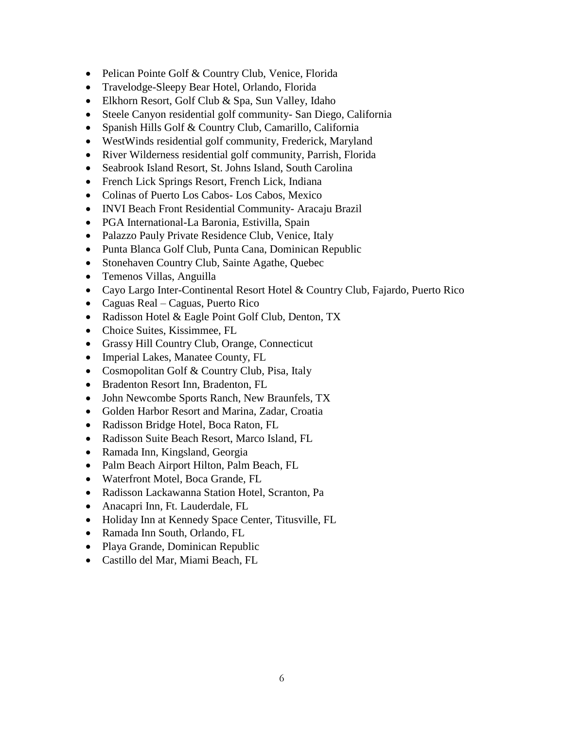- Pelican Pointe Golf & Country Club, Venice, Florida
- Travelodge-Sleepy Bear Hotel, Orlando, Florida
- Elkhorn Resort, Golf Club & Spa, Sun Valley, Idaho
- Steele Canyon residential golf community- San Diego, California
- Spanish Hills Golf & Country Club, Camarillo, California
- WestWinds residential golf community, Frederick, Maryland
- River Wilderness residential golf community, Parrish, Florida
- Seabrook Island Resort, St. Johns Island, South Carolina
- French Lick Springs Resort, French Lick, Indiana
- Colinas of Puerto Los Cabos- Los Cabos, Mexico
- INVI Beach Front Residential Community- Aracaju Brazil
- PGA International-La Baronia, Estivilla, Spain
- Palazzo Pauly Private Residence Club, Venice, Italy
- Punta Blanca Golf Club, Punta Cana, Dominican Republic
- Stonehaven Country Club, Sainte Agathe, Quebec
- Temenos Villas, Anguilla
- Cayo Largo Inter-Continental Resort Hotel & Country Club, Fajardo, Puerto Rico
- Caguas Real – Caguas, Puerto Rico
- Radisson Hotel & Eagle Point Golf Club, Denton, TX
- Choice Suites, Kissimmee, FL
- Grassy Hill Country Club, Orange, Connecticut
- Imperial Lakes, Manatee County, FL
- Cosmopolitan Golf & Country Club, Pisa, Italy
- Bradenton Resort Inn, Bradenton, FL
- John Newcombe Sports Ranch, New Braunfels, TX
- Golden Harbor Resort and Marina, Zadar, Croatia
- Radisson Bridge Hotel, Boca Raton, FL
- Radisson Suite Beach Resort, Marco Island, FL
- Ramada Inn, Kingsland, Georgia
- Palm Beach Airport Hilton, Palm Beach, FL
- Waterfront Motel, Boca Grande, FL
- Radisson Lackawanna Station Hotel, Scranton, Pa
- Anacapri Inn, Ft. Lauderdale, FL
- Holiday Inn at Kennedy Space Center, Titusville, FL
- Ramada Inn South, Orlando, FL
- Playa Grande, Dominican Republic
- Castillo del Mar, Miami Beach, FL